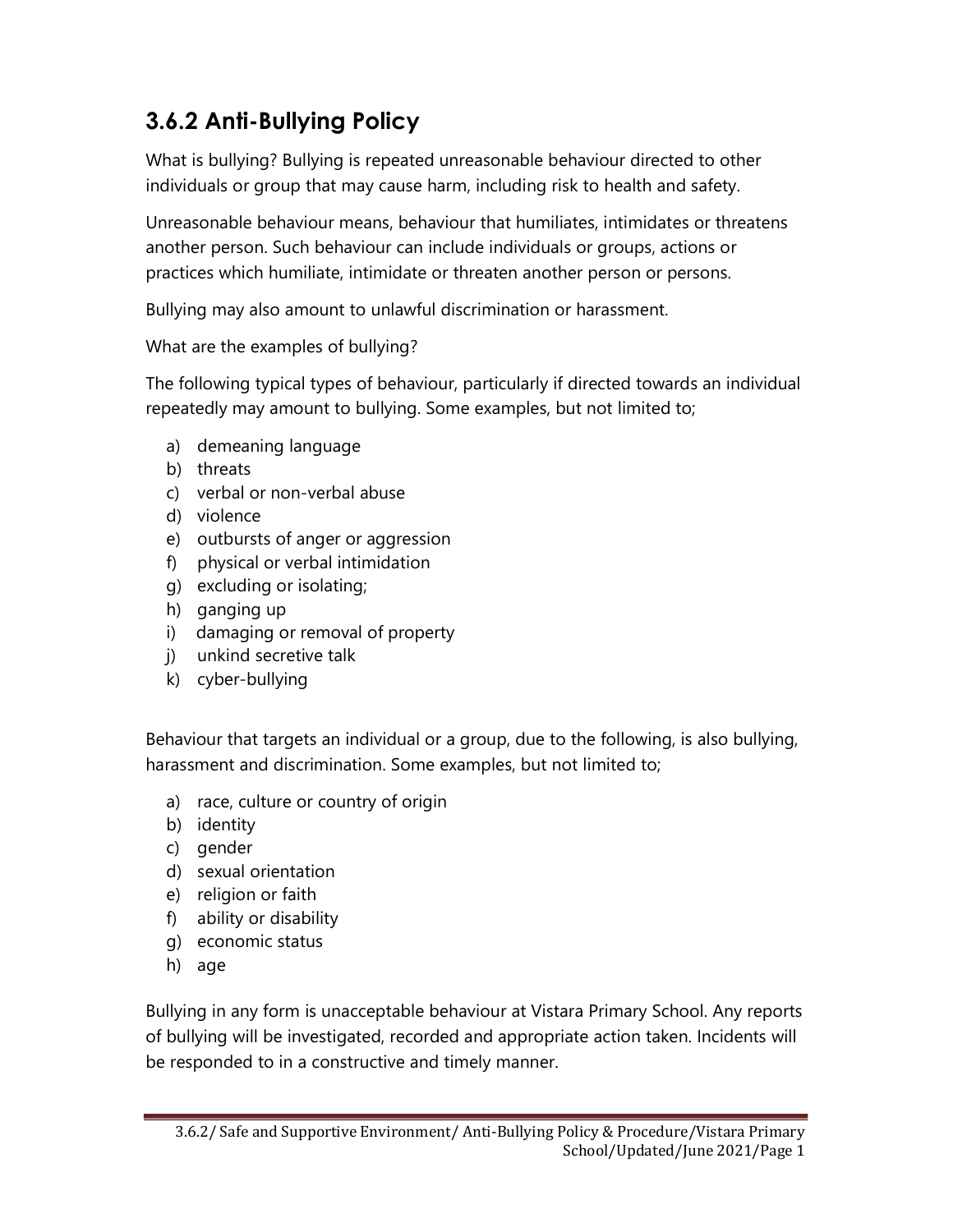## 3.6.2 Anti-Bullying Policy

What is bullying? Bullying is repeated unreasonable behaviour directed to other individuals or group that may cause harm, including risk to health and safety.

Unreasonable behaviour means, behaviour that humiliates, intimidates or threatens another person. Such behaviour can include individuals or groups, actions or practices which humiliate, intimidate or threaten another person or persons.

Bullying may also amount to unlawful discrimination or harassment.

What are the examples of bullying?

The following typical types of behaviour, particularly if directed towards an individual repeatedly may amount to bullying. Some examples, but not limited to;

a) demeaning language
b) threats
c) verbal or non-verbal abuse
d) violence
e) outbursts of anger or aggression
f) physical or verbal intimidation
g) excluding or isolating;
h) ganging up
i) damaging or removal of property
j) unkind secretive talk
k) cyber-bullying

Behaviour that targets an individual or a group, due to the following, is also bullying, harassment and discrimination. Some examples, but not limited to;

a) race, culture or country of origin
b) identity
c) gender
d) sexual orientation
e) religion or faith
f) ability or disability
g) economic status
h) age

Bullying in any form is unacceptable behaviour at Vistara Primary School. Any reports of bullying will be investigated, recorded and appropriate action taken. Incidents will be responded to in a constructive and timely manner.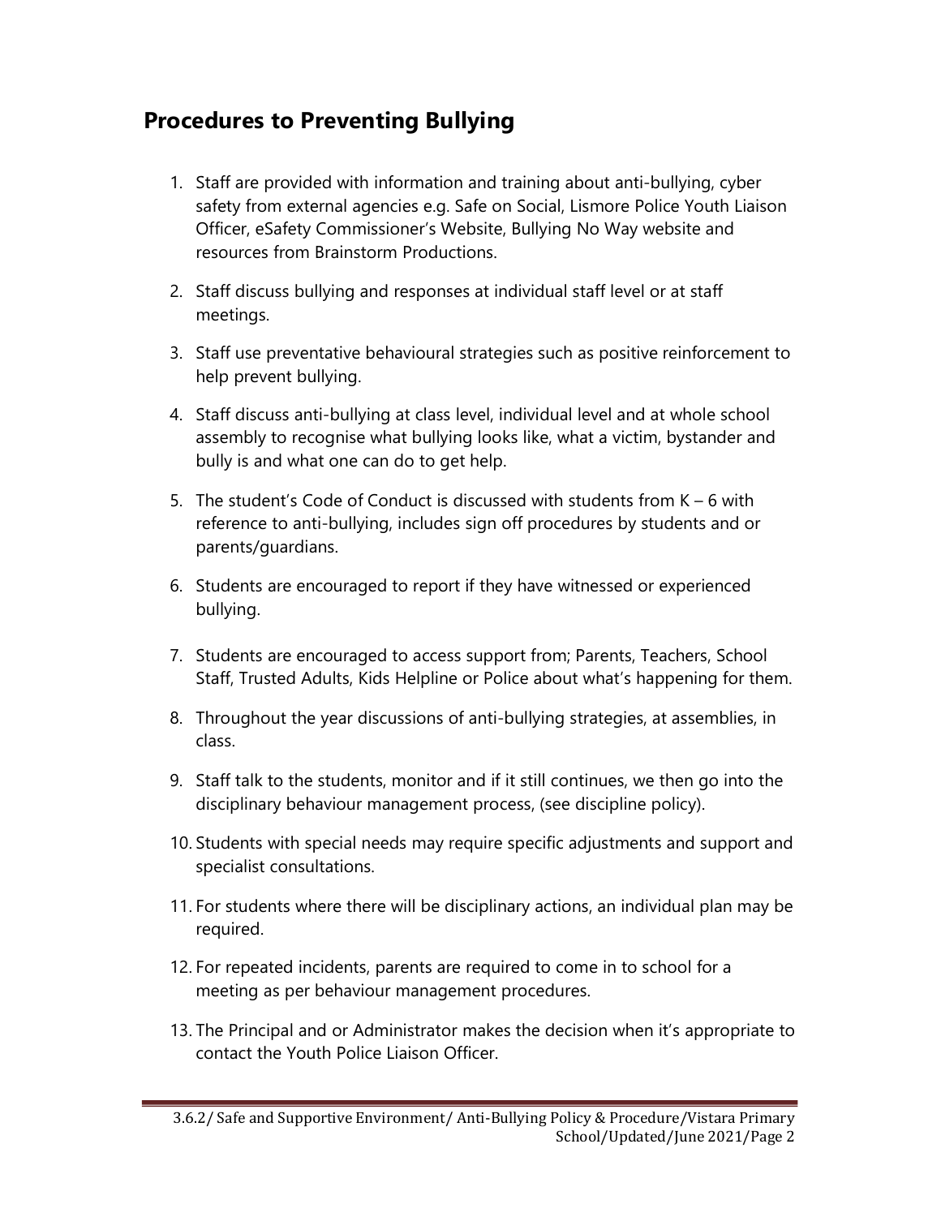## Procedures to Preventing Bullying

1. Staff are provided with information and training about anti-bullying, cyber safety from external agencies e.g. Safe on Social, Lismore Police Youth Liaison Officer, eSafety Commissioner's Website, Bullying No Way website and resources from Brainstorm Productions.
2. Staff discuss bullying and responses at individual staff level or at staff meetings.
3. Staff use preventative behavioural strategies such as positive reinforcement to help prevent bullying.
4. Staff discuss anti-bullying at class level, individual level and at whole school assembly to recognise what bullying looks like, what a victim, bystander and bully is and what one can do to get help.
5. The student's Code of Conduct is discussed with students from K – 6 with reference to anti-bullying, includes sign off procedures by students and or parents/guardians.
6. Students are encouraged to report if they have witnessed or experienced bullying.
7. Students are encouraged to access support from; Parents, Teachers, School Staff, Trusted Adults, Kids Helpline or Police about what's happening for them.
8. Throughout the year discussions of anti-bullying strategies, at assemblies, in class.
9. Staff talk to the students, monitor and if it still continues, we then go into the disciplinary behaviour management process, (see discipline policy).
10. Students with special needs may require specific adjustments and support and specialist consultations.
11. For students where there will be disciplinary actions, an individual plan may be required.
12. For repeated incidents, parents are required to come in to school for a meeting as per behaviour management procedures.
13. The Principal and or Administrator makes the decision when it's appropriate to contact the Youth Police Liaison Officer.